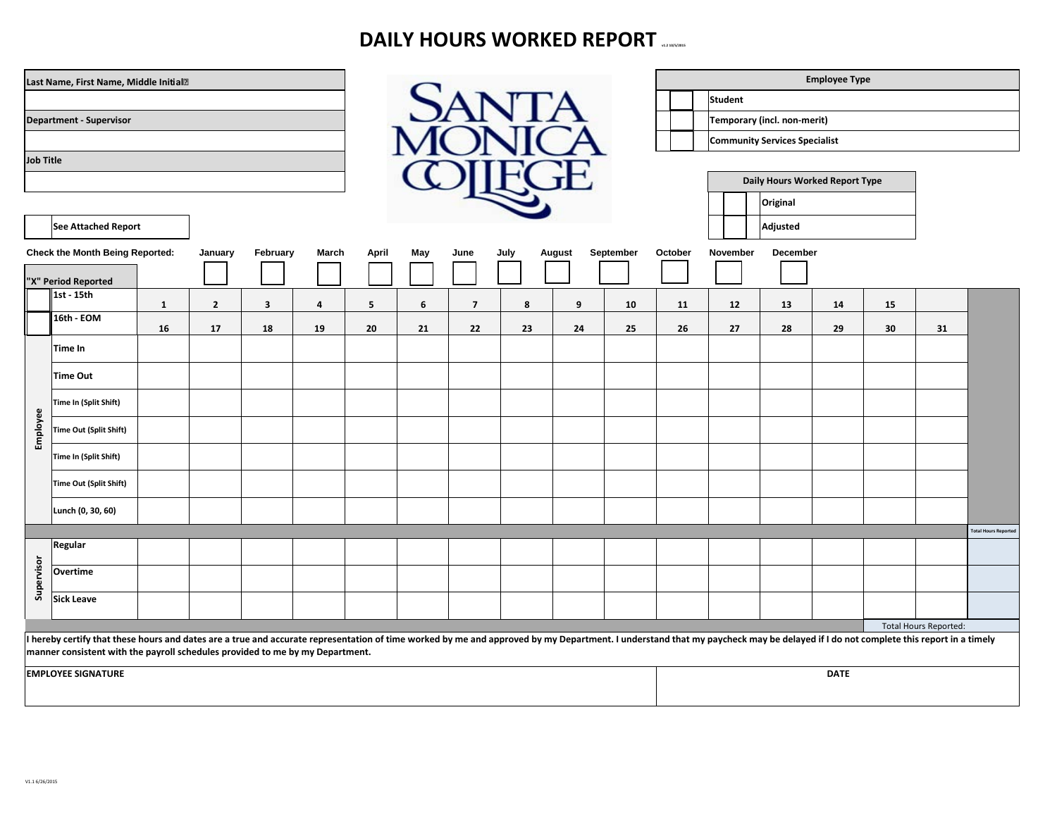# DAILY HOURS WORKED REPORT

v1.2 10/5/2015

| Last Name, First Name, Middle Initial |
|---|
| |
| **Department - Supervisor** |
| |
| **Job Title** |
| |

SANTA MONICA COLLEGE

| | Employee Type |
|---|---|
| ☐ | Student |
| ☐ | Temporary (incl. non-merit) |
| ☐ | Community Services Specialist |

| | Daily Hours Worked Report Type |
|---|---|
| ☐ | Original |
| ☐ | Adjusted |

☐ **See Attached Report**

**Check the Month Being Reported:** ☐ January ☐ February ☐ March ☐ April ☐ May ☐ June ☐ July ☐ August ☐ September ☐ October ☐ November ☐ December

| "X" Period Reported | | | | | | | | | | | | | | | | | | |
|---|---|---|---|---|---|---|---|---|---|---|---|---|---|---|---|---|---|---|
| | ☐ | 1st - 15th | 1 | 2 | 3 | 4 | 5 | 6 | 7 | 8 | 9 | 10 | 11 | 12 | 13 | 14 | 15 | | |
| | ☐ | 16th - EOM | 16 | 17 | 18 | 19 | 20 | 21 | 22 | 23 | 24 | 25 | 26 | 27 | 28 | 29 | 30 | 31 | |
| Employee | | Time In | | | | | | | | | | | | | | | | | |
| | | Time Out | | | | | | | | | | | | | | | | | |
| | | Time In (Split Shift) | | | | | | | | | | | | | | | | | |
| | | Time Out (Split Shift) | | | | | | | | | | | | | | | | | |
| | | Time In (Split Shift) | | | | | | | | | | | | | | | | | |
| | | Time Out (Split Shift) | | | | | | | | | | | | | | | | | |
| | | Lunch (0, 30, 60) | | | | | | | | | | | | | | | | | |
| | | | | | | | | | | | | | | | | | | | Total Hours Reported |
| Supervisor | | Regular | | | | | | | | | | | | | | | | | |
| | | Overtime | | | | | | | | | | | | | | | | | |
| | | Sick Leave | | | | | | | | | | | | | | | | | |
| | | | | | | | | | | | | | | | | | Total Hours Reported: | | |

**I hereby certify that these hours and dates are a true and accurate representation of time worked by me and approved by my Department. I understand that my paycheck may be delayed if I do not complete this report in a timely manner consistent with the payroll schedules provided to me by my Department.**

| EMPLOYEE SIGNATURE | DATE |
|---|---|
| | |

V1.1 6/26/2015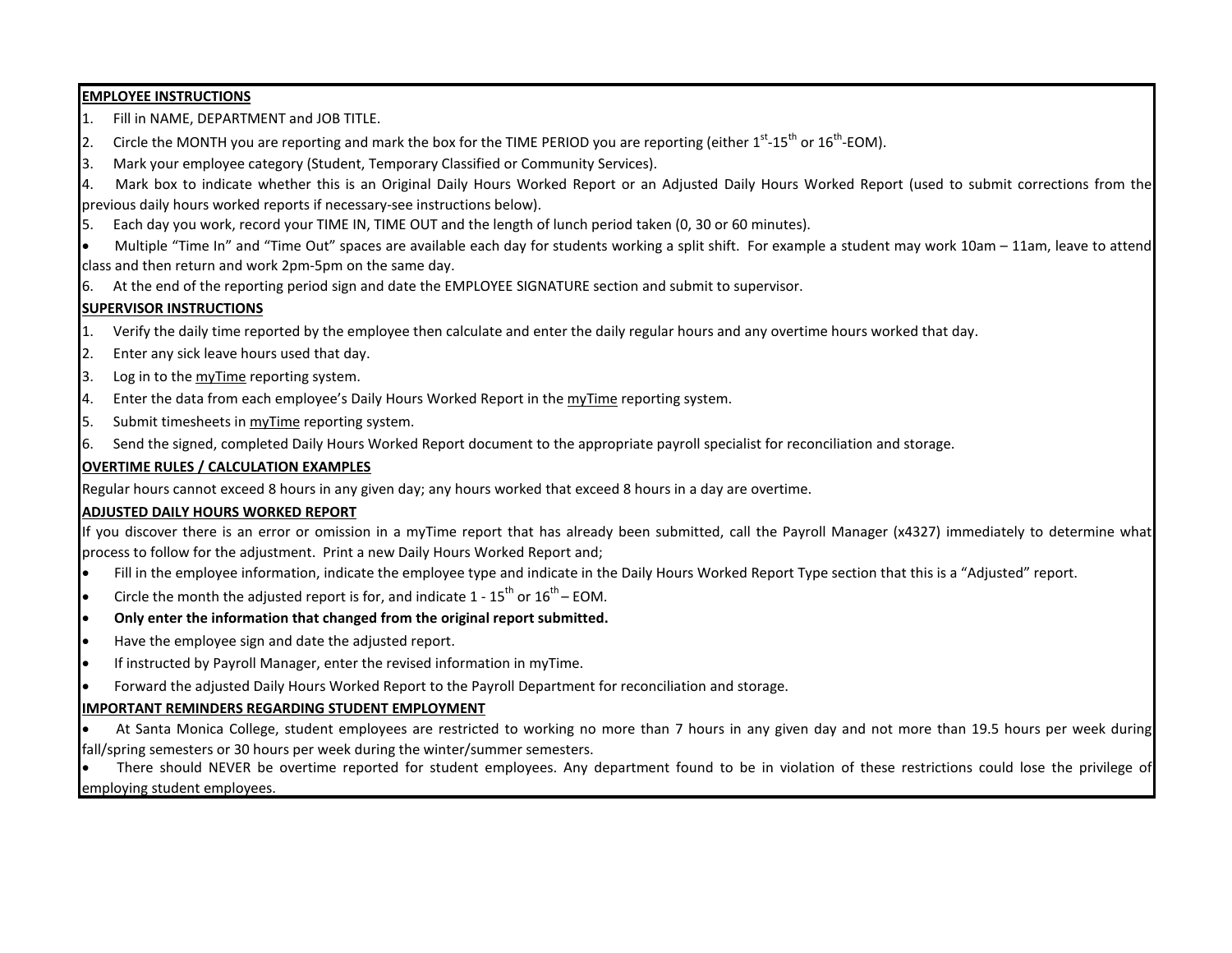## EMPLOYEE INSTRUCTIONS

1. Fill in NAME, DEPARTMENT and JOB TITLE.
2. Circle the MONTH you are reporting and mark the box for the TIME PERIOD you are reporting (either 1st-15th or 16th-EOM).
3. Mark your employee category (Student, Temporary Classified or Community Services).
4. Mark box to indicate whether this is an Original Daily Hours Worked Report or an Adjusted Daily Hours Worked Report (used to submit corrections from the previous daily hours worked reports if necessary-see instructions below).
5. Each day you work, record your TIME IN, TIME OUT and the length of lunch period taken (0, 30 or 60 minutes).

- Multiple "Time In" and "Time Out" spaces are available each day for students working a split shift. For example a student may work 10am – 11am, leave to attend class and then return and work 2pm-5pm on the same day.

6. At the end of the reporting period sign and date the EMPLOYEE SIGNATURE section and submit to supervisor.

## SUPERVISOR INSTRUCTIONS

1. Verify the daily time reported by the employee then calculate and enter the daily regular hours and any overtime hours worked that day.
2. Enter any sick leave hours used that day.
3. Log in to the myTime reporting system.
4. Enter the data from each employee's Daily Hours Worked Report in the myTime reporting system.
5. Submit timesheets in myTime reporting system.
6. Send the signed, completed Daily Hours Worked Report document to the appropriate payroll specialist for reconciliation and storage.

## OVERTIME RULES / CALCULATION EXAMPLES

Regular hours cannot exceed 8 hours in any given day; any hours worked that exceed 8 hours in a day are overtime.

## ADJUSTED DAILY HOURS WORKED REPORT

If you discover there is an error or omission in a myTime report that has already been submitted, call the Payroll Manager (x4327) immediately to determine what process to follow for the adjustment. Print a new Daily Hours Worked Report and;

- Fill in the employee information, indicate the employee type and indicate in the Daily Hours Worked Report Type section that this is a "Adjusted" report.
- Circle the month the adjusted report is for, and indicate 1 - 15th or 16th – EOM.
- **Only enter the information that changed from the original report submitted.**
- Have the employee sign and date the adjusted report.
- If instructed by Payroll Manager, enter the revised information in myTime.
- Forward the adjusted Daily Hours Worked Report to the Payroll Department for reconciliation and storage.

## IMPORTANT REMINDERS REGARDING STUDENT EMPLOYMENT

- At Santa Monica College, student employees are restricted to working no more than 7 hours in any given day and not more than 19.5 hours per week during fall/spring semesters or 30 hours per week during the winter/summer semesters.
- There should NEVER be overtime reported for student employees. Any department found to be in violation of these restrictions could lose the privilege of employing student employees.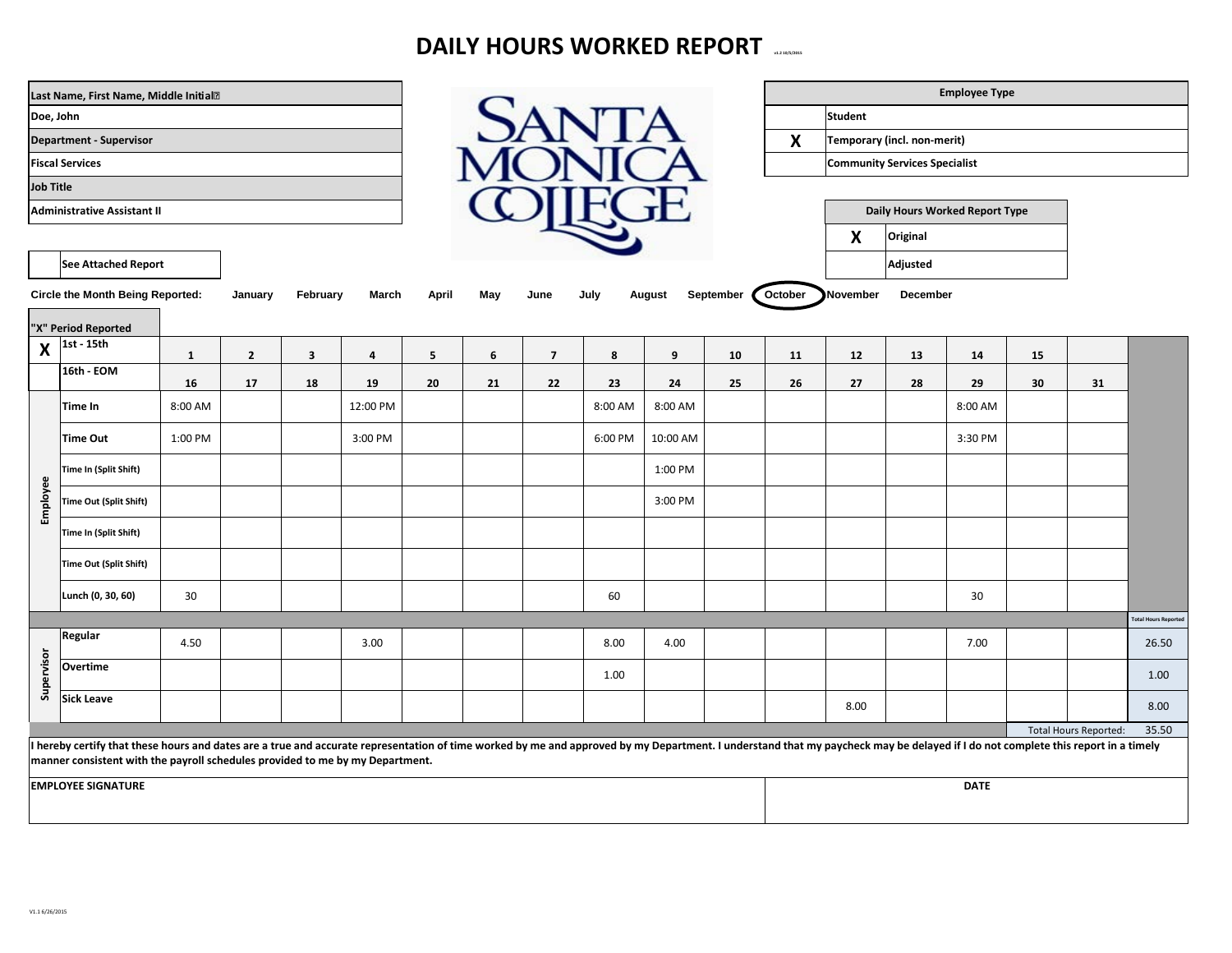# DAILY HOURS WORKED REPORT

v1.2 10/5/2015

| | |
|---|---|
| **Last Name, First Name, Middle Initial** | |
| Doe, John | |
| **Department - Supervisor** | |
| Fiscal Services | |
| **Job Title** | |
| Administrative Assistant II | |

| | Employee Type |
|---|---|
| | Student |
| X | Temporary (incl. non-merit) |
| | Community Services Specialist |

| | Daily Hours Worked Report Type |
|---|---|
| X | Original |
| | Adjusted |

| | |
|---|---|
| | See Attached Report |

**Circle the Month Being Reported:** January February March April May June July August September **(October)** November December

| "X" Period Reported | | | | | | | | | | | | | | | | | | |
|---|---|---|---|---|---|---|---|---|---|---|---|---|---|---|---|---|---|---|
| X | 1st - 15th | 1 | 2 | 3 | 4 | 5 | 6 | 7 | 8 | 9 | 10 | 11 | 12 | 13 | 14 | 15 | | |
| | 16th - EOM | 16 | 17 | 18 | 19 | 20 | 21 | 22 | 23 | 24 | 25 | 26 | 27 | 28 | 29 | 30 | 31 | |
| Employee | Time In | 8:00 AM | | | 12:00 PM | | | | 8:00 AM | 8:00 AM | | | | | 8:00 AM | | | |
| | Time Out | 1:00 PM | | | 3:00 PM | | | | 6:00 PM | 10:00 AM | | | | | 3:30 PM | | | |
| | Time In (Split Shift) | | | | | | | | | 1:00 PM | | | | | | | | |
| | Time Out (Split Shift) | | | | | | | | | 3:00 PM | | | | | | | | |
| | Time In (Split Shift) | | | | | | | | | | | | | | | | | |
| | Time Out (Split Shift) | | | | | | | | | | | | | | | | | |
| | Lunch (0, 30, 60) | 30 | | | | | | | 60 | | | | | | 30 | | | |
| | | | | | | | | | | | | | | | | | | Total Hours Reported |
| Supervisor | Regular | 4.50 | | | 3.00 | | | | 8.00 | 4.00 | | | | | 7.00 | | | 26.50 |
| | Overtime | | | | | | | | 1.00 | | | | | | | | | 1.00 |
| | Sick Leave | | | | | | | | | | | | 8.00 | | | | | 8.00 |
| | | | | | | | | | | | | | | | | Total Hours Reported: | | 35.50 |

I hereby certify that these hours and dates are a true and accurate representation of time worked by me and approved by my Department. I understand that my paycheck may be delayed if I do not complete this report in a timely manner consistent with the payroll schedules provided to me by my Department.

| EMPLOYEE SIGNATURE | DATE |
|---|---|
| | |

V1.1 6/26/2015